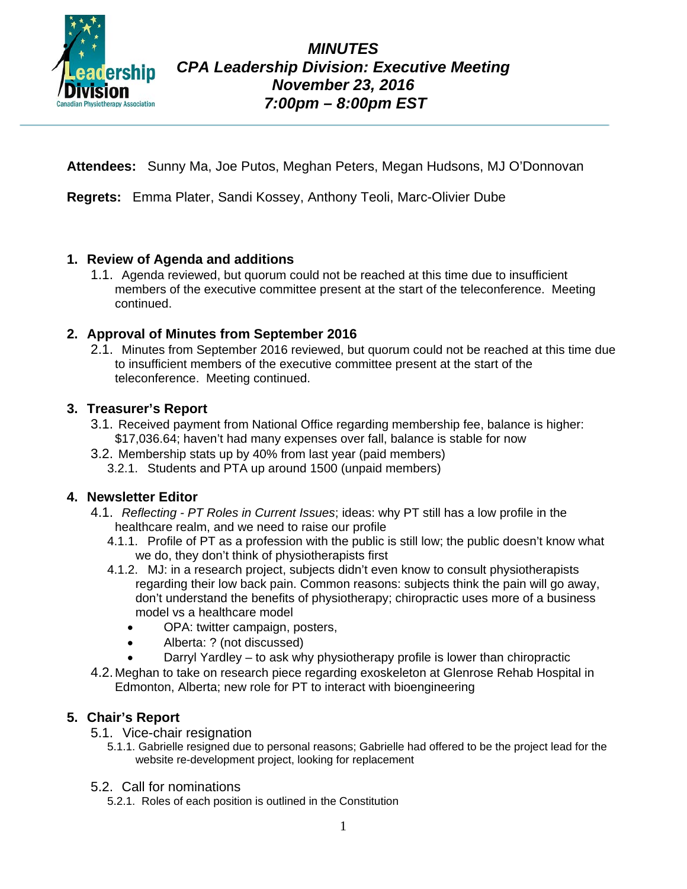# MINUTES

## CPA Leadership Division: Executive Meeting

**November 23, 2016**

**7:00pm – 8:00pm EST**

**Attendees:** Sunny Ma, Joe Putos, Meghan Peters, Megan Hudsons, MJ O'Donnovan

**Regrets:** Emma Plater, Sandi Kossey, Anthony Teoli, Marc-Olivier Dube

### 1. Review of Agenda and additions

1.1. Agenda reviewed, but quorum could not be reached at this time due to insufficient members of the executive committee present at the start of the teleconference. Meeting continued.

### 2. Approval of Minutes from September 2016

2.1. Minutes from September 2016 reviewed, but quorum could not be reached at this time due to insufficient members of the executive committee present at the start of the teleconference. Meeting continued.

### 3. Treasurer's Report

3.1. Received payment from National Office regarding membership fee, balance is higher: $17,036.64; haven't had many expenses over fall, balance is stable for now

3.2. Membership stats up by 40% from last year (paid members)

- 3.2.1. Students and PTA up around 1500 (unpaid members)

### 4. Newsletter Editor

4.1. *Reflecting - PT Roles in Current Issues*; ideas: why PT still has a low profile in the healthcare realm, and we need to raise our profile

- 4.1.1. Profile of PT as a profession with the public is still low; the public doesn't know what we do, they don't think of physiotherapists first
- 4.1.2. MJ: in a research project, subjects didn't even know to consult physiotherapists regarding their low back pain. Common reasons: subjects think the pain will go away, don't understand the benefits of physiotherapy; chiropractic uses more of a business model vs a healthcare model
  - OPA: twitter campaign, posters,
  - Alberta: ? (not discussed)
  - Darryl Yardley – to ask why physiotherapy profile is lower than chiropractic

4.2. Meghan to take on research piece regarding exoskeleton at Glenrose Rehab Hospital in Edmonton, Alberta; new role for PT to interact with bioengineering

### 5. Chair's Report

5.1. Vice-chair resignation

- 5.1.1. Gabrielle resigned due to personal reasons; Gabrielle had offered to be the project lead for the website re-development project, looking for replacement

5.2. Call for nominations

- 5.2.1. Roles of each position is outlined in the Constitution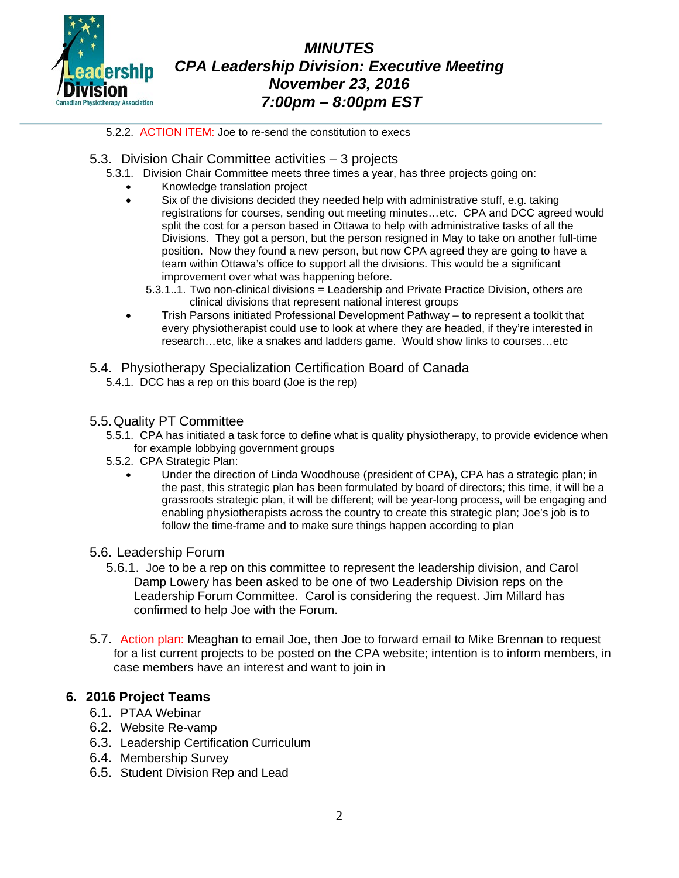5.2.2. ACTION ITEM: Joe to re-send the constitution to execs

### 5.3. Division Chair Committee activities – 3 projects

5.3.1. Division Chair Committee meets three times a year, has three projects going on:

- Knowledge translation project
- Six of the divisions decided they needed help with administrative stuff, e.g. taking registrations for courses, sending out meeting minutes…etc. CPA and DCC agreed would split the cost for a person based in Ottawa to help with administrative tasks of all the Divisions. They got a person, but the person resigned in May to take on another full-time position. Now they found a new person, but now CPA agreed they are going to have a team within Ottawa's office to support all the divisions. This would be a significant improvement over what was happening before.
  - 5.3.1..1. Two non-clinical divisions = Leadership and Private Practice Division, others are clinical divisions that represent national interest groups
- Trish Parsons initiated Professional Development Pathway – to represent a toolkit that every physiotherapist could use to look at where they are headed, if they're interested in research…etc, like a snakes and ladders game. Would show links to courses…etc

### 5.4. Physiotherapy Specialization Certification Board of Canada

5.4.1. DCC has a rep on this board (Joe is the rep)

### 5.5. Quality PT Committee

5.5.1. CPA has initiated a task force to define what is quality physiotherapy, to provide evidence when for example lobbying government groups

5.5.2. CPA Strategic Plan:

- Under the direction of Linda Woodhouse (president of CPA), CPA has a strategic plan; in the past, this strategic plan has been formulated by board of directors; this time, it will be a grassroots strategic plan, it will be different; will be year-long process, will be engaging and enabling physiotherapists across the country to create this strategic plan; Joe's job is to follow the time-frame and to make sure things happen according to plan

### 5.6. Leadership Forum

5.6.1. Joe to be a rep on this committee to represent the leadership division, and Carol Damp Lowery has been asked to be one of two Leadership Division reps on the Leadership Forum Committee. Carol is considering the request. Jim Millard has confirmed to help Joe with the Forum.

5.7. Action plan: Meaghan to email Joe, then Joe to forward email to Mike Brennan to request for a list current projects to be posted on the CPA website; intention is to inform members, in case members have an interest and want to join in

## 6. 2016 Project Teams

6.1. PTAA Webinar

6.2. Website Re-vamp

6.3. Leadership Certification Curriculum

6.4. Membership Survey

6.5. Student Division Rep and Lead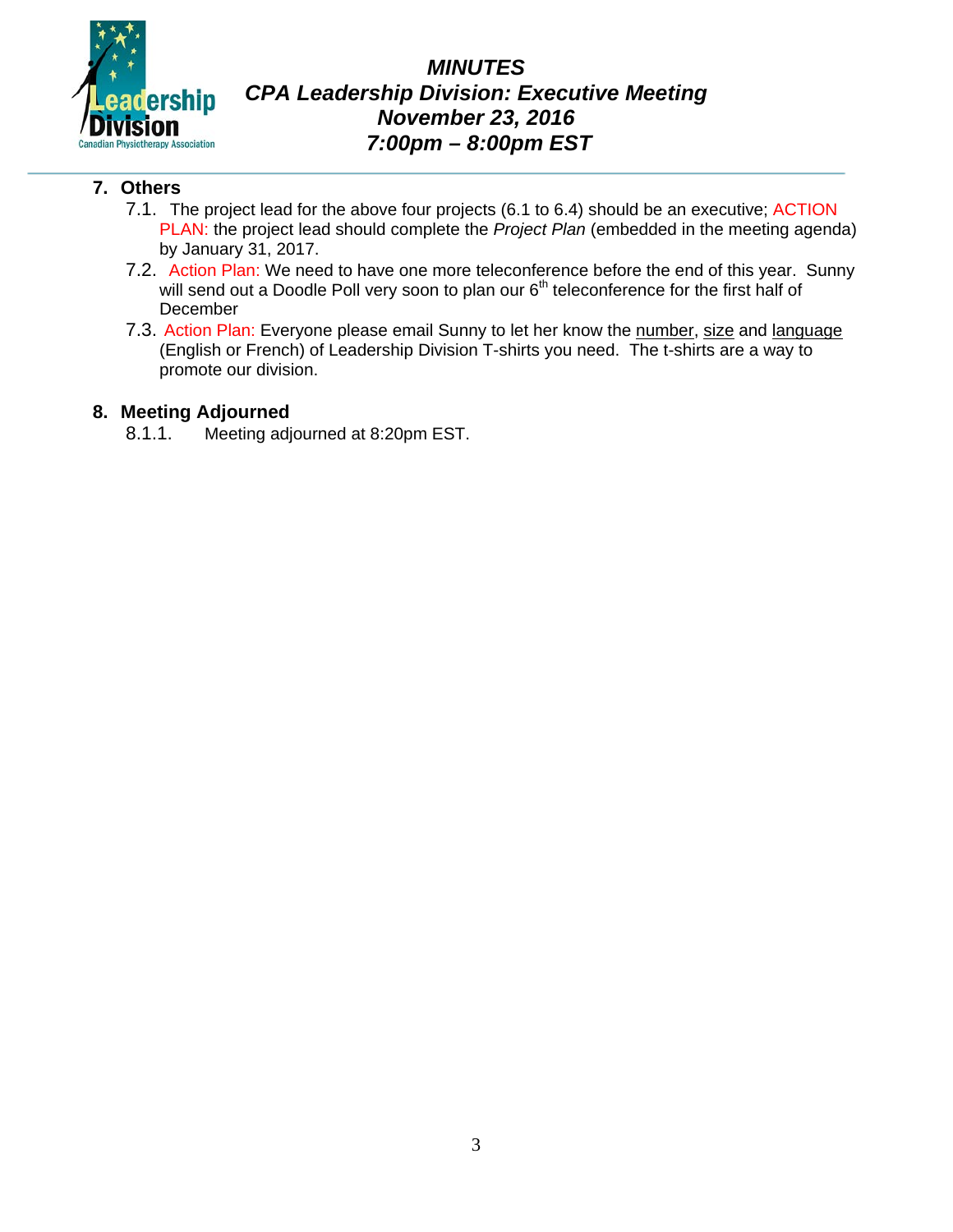**7. Others**

7.1. The project lead for the above four projects (6.1 to 6.4) should be an executive; ACTION PLAN: the project lead should complete the *Project Plan* (embedded in the meeting agenda) by January 31, 2017.

7.2. Action Plan: We need to have one more teleconference before the end of this year. Sunny will send out a Doodle Poll very soon to plan our 6th teleconference for the first half of December

7.3. Action Plan: Everyone please email Sunny to let her know the number, size and language (English or French) of Leadership Division T-shirts you need. The t-shirts are a way to promote our division.

**8. Meeting Adjourned**

8.1.1. Meeting adjourned at 8:20pm EST.